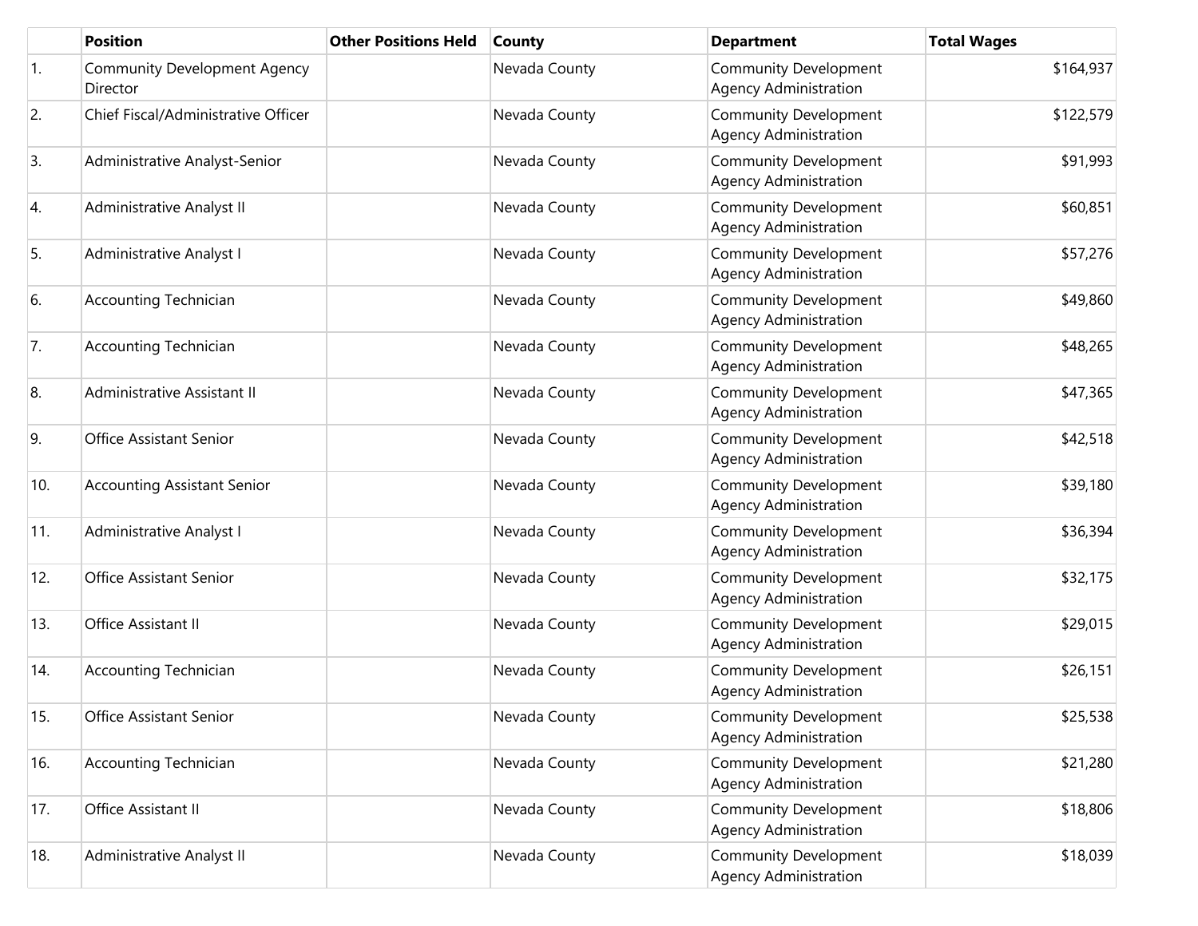| | Position | Other Positions Held | County | Department | Total Wages |
|---|---|---|---|---|---|
| 1. | Community Development Agency Director | | Nevada County | Community Development Agency Administration | $164,937 |
| 2. | Chief Fiscal/Administrative Officer | | Nevada County | Community Development Agency Administration | $122,579 |
| 3. | Administrative Analyst-Senior | | Nevada County | Community Development Agency Administration | $91,993 |
| 4. | Administrative Analyst II | | Nevada County | Community Development Agency Administration | $60,851 |
| 5. | Administrative Analyst I | | Nevada County | Community Development Agency Administration | $57,276 |
| 6. | Accounting Technician | | Nevada County | Community Development Agency Administration | $49,860 |
| 7. | Accounting Technician | | Nevada County | Community Development Agency Administration | $48,265 |
| 8. | Administrative Assistant II | | Nevada County | Community Development Agency Administration | $47,365 |
| 9. | Office Assistant Senior | | Nevada County | Community Development Agency Administration | $42,518 |
| 10. | Accounting Assistant Senior | | Nevada County | Community Development Agency Administration | $39,180 |
| 11. | Administrative Analyst I | | Nevada County | Community Development Agency Administration | $36,394 |
| 12. | Office Assistant Senior | | Nevada County | Community Development Agency Administration | $32,175 |
| 13. | Office Assistant II | | Nevada County | Community Development Agency Administration | $29,015 |
| 14. | Accounting Technician | | Nevada County | Community Development Agency Administration | $26,151 |
| 15. | Office Assistant Senior | | Nevada County | Community Development Agency Administration | $25,538 |
| 16. | Accounting Technician | | Nevada County | Community Development Agency Administration | $21,280 |
| 17. | Office Assistant II | | Nevada County | Community Development Agency Administration | $18,806 |
| 18. | Administrative Analyst II | | Nevada County | Community Development Agency Administration | $18,039 |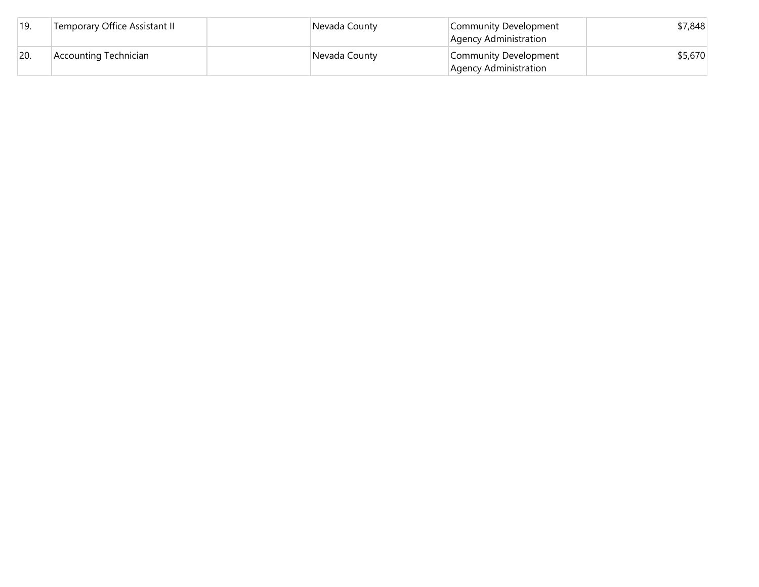| | | | | | |
|---|---|---|---|---|---|
| 19. | Temporary Office Assistant II | | Nevada County | Community Development Agency Administration | $7,848 |
| 20. | Accounting Technician | | Nevada County | Community Development Agency Administration | $5,670 |